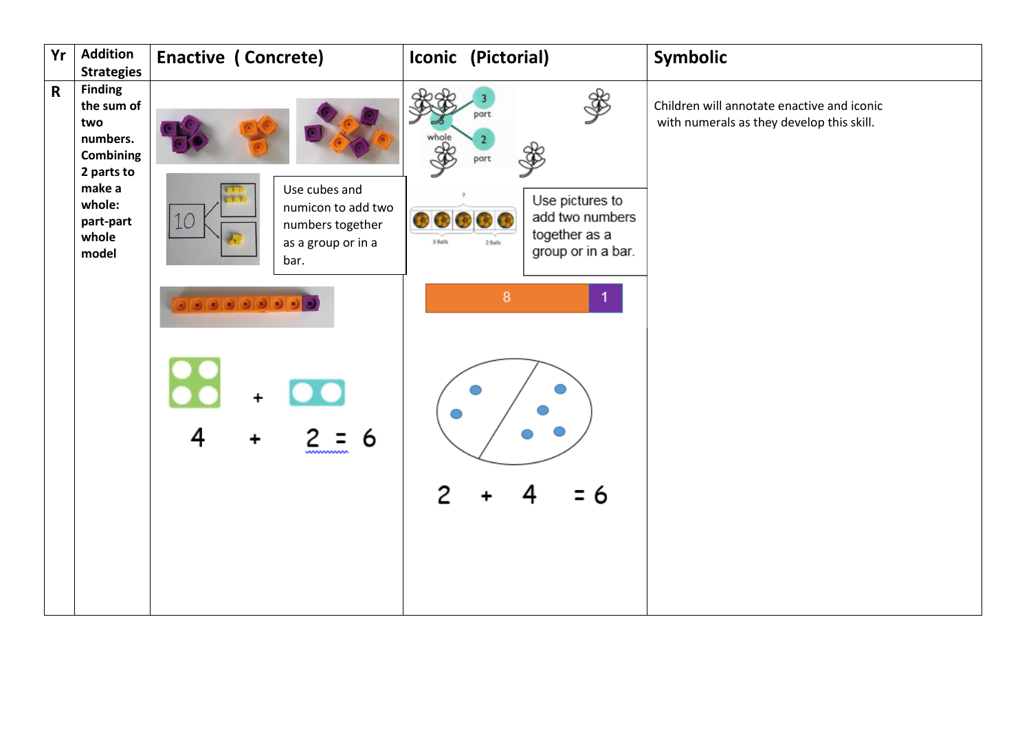| Yr | Addition Strategies | Enactive ( Concrete) | Iconic (Pictorial) | Symbolic |
|---|---|---|---|---|
| R | **Finding the sum of two numbers. Combining 2 parts to make a whole: part-part whole model** | Use cubes and numicon to add two numbers together as a group or in a bar. $4 + 2 = 6$ | Use pictures to add two numbers together as a group or in a bar. $2 + 4 = 6$ | Children will annotate enactive and iconic with numerals as they develop this skill. |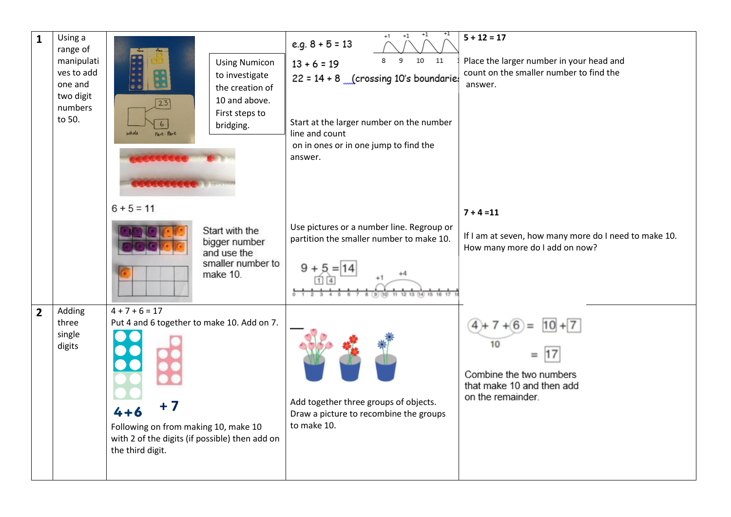| | | | | |
|---|---|---|---|---|
| **1** | Using a range of manipulatives to add one and two digit numbers to 50. | Using Numicon to investigate the creation of 10 and above. First steps to bridging.<br><br>23<br>6<br>Whole Part Part<br><br>$6 + 5 = 11$<br><br>Start with the bigger number and use the smaller number to make 10. | e.g. $8 + 5 = 13$<br>$13 + 6 = 19$<br>$22 = 14 + 8$ (crossing 10's boundaries<br><br>Start at the larger number on the number line and count on in ones or in one jump to find the answer.<br><br>Use pictures or a number line. Regroup or partition the smaller number to make 10.<br><br>$9 + 5 = 14$ | **5 + 12 = 17**<br><br>Place the larger number in your head and count on the smaller number to find the answer.<br><br>**7 + 4 =11**<br><br>If I am at seven, how many more do I need to make 10. How many more do I add on now? |
| **2** | Adding three single digits | $4 + 7 + 6 = 17$<br>Put 4 and 6 together to make 10. Add on 7.<br><br>4+6 +7<br><br>Following on from making 10, make 10 with 2 of the digits (if possible) then add on the third digit. | Add together three groups of objects. Draw a picture to recombine the groups to make 10. | $4 + 7 + 6 = 10 + 7$<br>10<br>$= 17$<br><br>Combine the two numbers that make 10 and then add on the remainder. |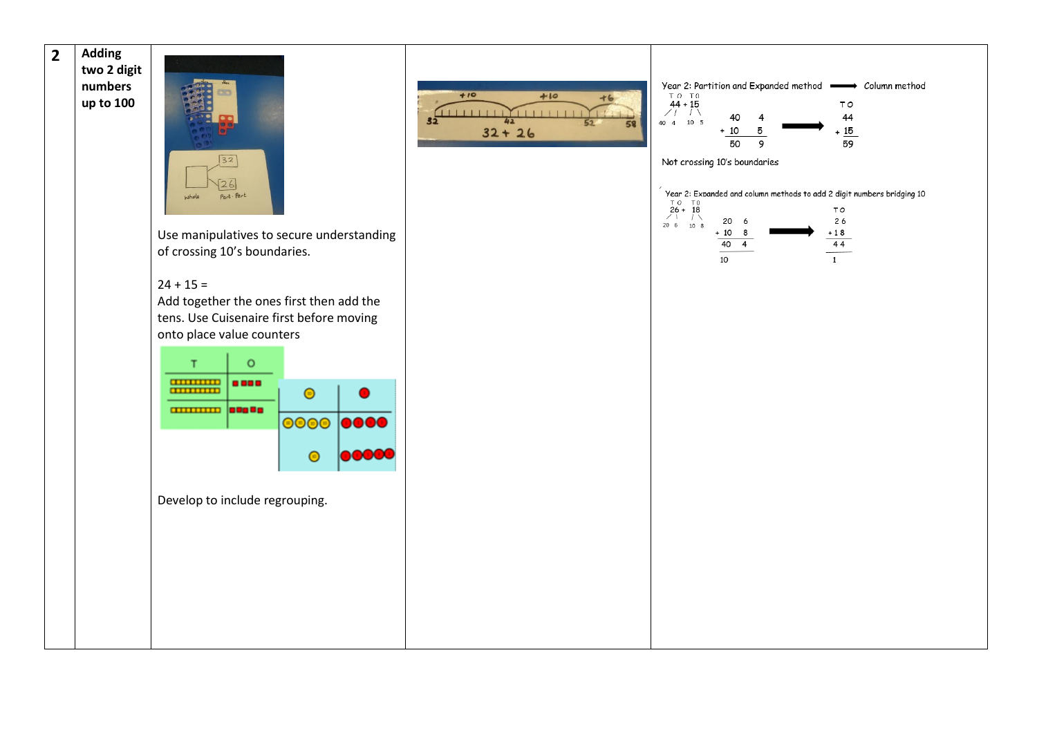| 2 | Adding two 2 digit numbers up to 100 | Use manipulatives to secure understanding of crossing 10's boundaries.<br><br>24 + 15 =<br>Add together the ones first then add the tens. Use Cuisenaire first before moving onto place value counters<br><br>Develop to include regrouping. | +10 +10 +6<br>32 42 52 58<br>32 + 26 | Year 2: Partition and Expanded method → Column method<br><br>44 + 15<br>40 4 10 5<br><br>40 4<br>+ 10 5<br>50 9<br><br>→<br><br>T O<br>44<br>+ 15<br>59<br><br>Not crossing 10's boundaries<br><br>Year 2: Expanded and column methods to add 2 digit numbers bridging 10<br><br>26 + 18<br>20 6 10 8<br><br>20 6<br>+ 10 8<br>40 4<br>10<br><br>→<br><br>T O<br>2 6<br>+ 1 8<br>4 4<br>1 |
|---|---|---|---|---|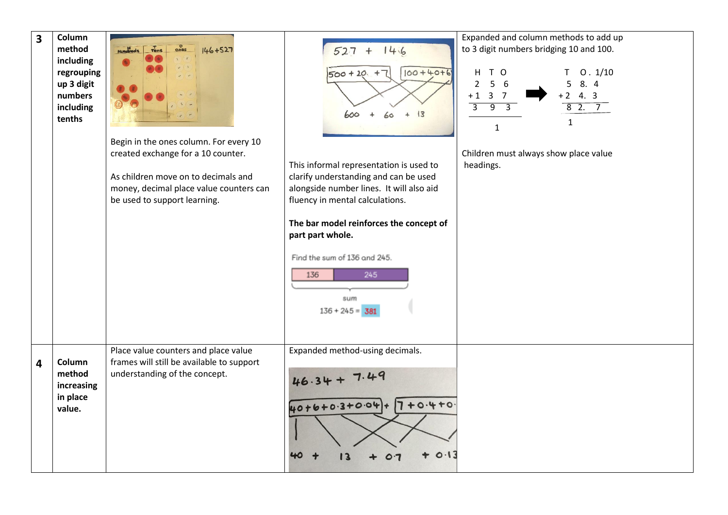| | | | | |
|---|---|---|---|---|
| **3** | **Column method including regrouping up 3 digit numbers including tenths** | Begin in the ones column. For every 10 created exchange for a 10 counter.<br><br>As children move on to decimals and money, decimal place value counters can be used to support learning. | 527 + 146<br>500 + 20 + 7 100 + 40 + 6<br>600 + 60 + 13<br><br>This informal representation is used to clarify understanding and can be used alongside number lines. It will also aid fluency in mental calculations.<br><br>**The bar model reinforces the concept of part part whole.**<br><br>Find the sum of 136 and 245.<br>136 245<br>sum<br>136 + 245 = 381 | Expanded and column methods to add up to 3 digit numbers bridging 10 and 100.<br><br>H T O<br>2 5 6<br>+ 1 3 7<br>3 9 3<br>1<br><br>T O . 1/10<br>5 8. 4<br>+ 2 4. 3<br>8 2. 7<br>1<br><br>Children must always show place value headings. |
| **4** | **Column method increasing in place value.** | Place value counters and place value frames will still be available to support understanding of the concept. | Expanded method-using decimals.<br><br>46.34 + 7.49<br>40+6+0.3+0.04 + 7+0.4+0·<br>40 + 13 + 0.7 + 0.13 | |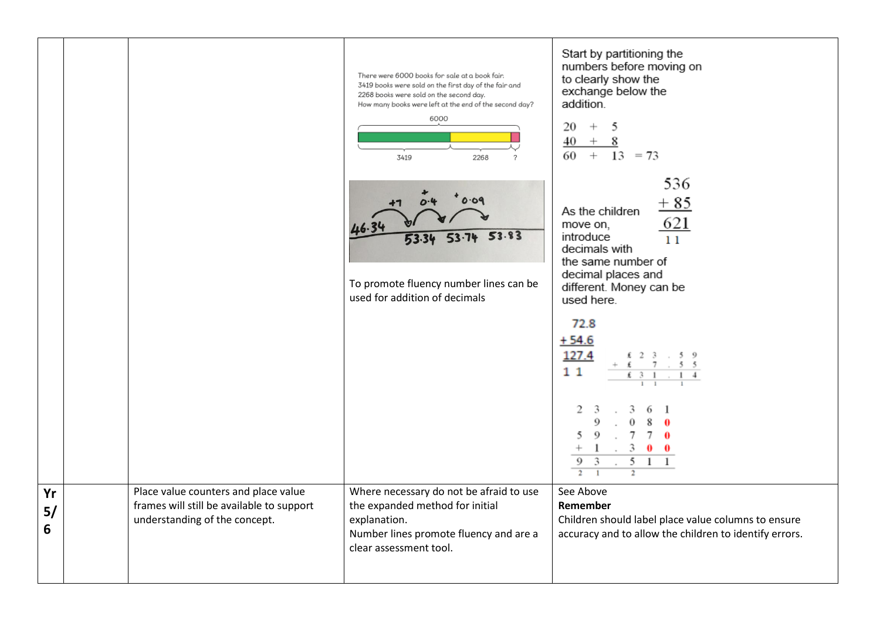| | | | | |
|---|---|---|---|---|
| | | | There were 6000 books for sale at a book fair. 3419 books were sold on the first day of the fair and 2268 books were sold on the second day. How many books were left at the end of the second day?<br><br>6000<br>3419 2268 ?<br><br>46.34 +7 53.34 +0.4 53.74 +0.09 53.83<br><br>To promote fluency number lines can be used for addition of decimals | Start by partitioning the numbers before moving on to clearly show the exchange below the addition.<br><br>20 + 5<br>40 + 8<br>60 + 13 = 73<br><br>536<br>+ 85<br>621<br>1 1<br><br>As the children move on, introduce decimals with the same number of decimal places and different. Money can be used here.<br><br>72.8<br>+ 54.6<br>127.4<br>1 1<br><br>£ 2 3 . 5 9<br>+ £ 7 . 5 5<br>£ 3 1 . 1 4<br>1 1 1<br><br>2 3 . 3 6 1<br>9 . 0 8 0<br>5 9 . 7 7 0<br>+ 1 . 3 0 0<br>9 3 . 5 1 1<br>2 1 2 |
| **Yr 5/ 6** | | Place value counters and place value frames will still be available to support understanding of the concept. | Where necessary do not be afraid to use the expanded method for initial explanation.<br>Number lines promote fluency and are a clear assessment tool. | See Above<br>**Remember**<br>Children should label place value columns to ensure accuracy and to allow the children to identify errors. |